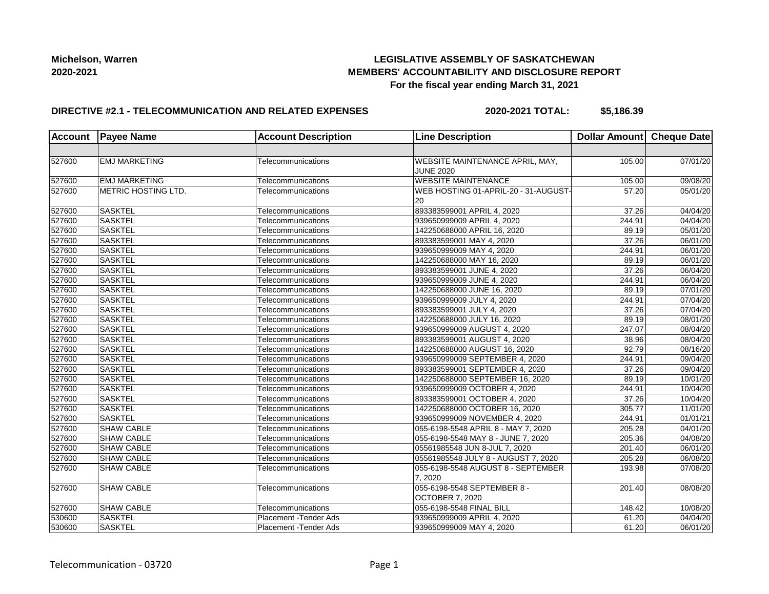**Michelson, Warren**
**2020-2021**

# LEGISLATIVE ASSEMBLY OF SASKATCHEWAN
## MEMBERS' ACCOUNTABILITY AND DISCLOSURE REPORT
### For the fiscal year ending March 31, 2021

**DIRECTIVE #2.1 - TELECOMMUNICATION AND RELATED EXPENSES** **2020-2021 TOTAL: $5,186.39**

| Account | Payee Name | Account Description | Line Description | Dollar Amount | Cheque Date |
|---|---|---|---|---|---|
| | | | | | |
| 527600 | EMJ MARKETING | Telecommunications | WEBSITE MAINTENANCE APRIL, MAY, JUNE 2020 | 105.00 | 07/01/20 |
| 527600 | EMJ MARKETING | Telecommunications | WEBSITE MAINTENANCE | 105.00 | 09/08/20 |
| 527600 | METRIC HOSTING LTD. | Telecommunications | WEB HOSTING 01-APRIL-20 - 31-AUGUST-20 | 57.20 | 05/01/20 |
| 527600 | SASKTEL | Telecommunications | 893383599001 APRIL 4, 2020 | 37.26 | 04/04/20 |
| 527600 | SASKTEL | Telecommunications | 939650999009 APRIL 4, 2020 | 244.91 | 04/04/20 |
| 527600 | SASKTEL | Telecommunications | 142250688000 APRIL 16, 2020 | 89.19 | 05/01/20 |
| 527600 | SASKTEL | Telecommunications | 893383599001 MAY 4, 2020 | 37.26 | 06/01/20 |
| 527600 | SASKTEL | Telecommunications | 939650999009 MAY 4, 2020 | 244.91 | 06/01/20 |
| 527600 | SASKTEL | Telecommunications | 142250688000 MAY 16, 2020 | 89.19 | 06/01/20 |
| 527600 | SASKTEL | Telecommunications | 893383599001 JUNE 4, 2020 | 37.26 | 06/04/20 |
| 527600 | SASKTEL | Telecommunications | 939650999009 JUNE 4, 2020 | 244.91 | 06/04/20 |
| 527600 | SASKTEL | Telecommunications | 142250688000 JUNE 16, 2020 | 89.19 | 07/01/20 |
| 527600 | SASKTEL | Telecommunications | 939650999009 JULY 4, 2020 | 244.91 | 07/04/20 |
| 527600 | SASKTEL | Telecommunications | 893383599001 JULY 4, 2020 | 37.26 | 07/04/20 |
| 527600 | SASKTEL | Telecommunications | 142250688000 JULY 16, 2020 | 89.19 | 08/01/20 |
| 527600 | SASKTEL | Telecommunications | 939650999009 AUGUST 4, 2020 | 247.07 | 08/04/20 |
| 527600 | SASKTEL | Telecommunications | 893383599001 AUGUST 4, 2020 | 38.96 | 08/04/20 |
| 527600 | SASKTEL | Telecommunications | 142250688000 AUGUST 16, 2020 | 92.79 | 08/16/20 |
| 527600 | SASKTEL | Telecommunications | 939650999009 SEPTEMBER 4, 2020 | 244.91 | 09/04/20 |
| 527600 | SASKTEL | Telecommunications | 893383599001 SEPTEMBER 4, 2020 | 37.26 | 09/04/20 |
| 527600 | SASKTEL | Telecommunications | 142250688000 SEPTEMBER 16, 2020 | 89.19 | 10/01/20 |
| 527600 | SASKTEL | Telecommunications | 939650999009 OCTOBER 4, 2020 | 244.91 | 10/04/20 |
| 527600 | SASKTEL | Telecommunications | 893383599001 OCTOBER 4, 2020 | 37.26 | 10/04/20 |
| 527600 | SASKTEL | Telecommunications | 142250688000 OCTOBER 16, 2020 | 305.77 | 11/01/20 |
| 527600 | SASKTEL | Telecommunications | 939650999009 NOVEMBER 4, 2020 | 244.91 | 01/01/21 |
| 527600 | SHAW CABLE | Telecommunications | 055-6198-5548 APRIL 8 - MAY 7, 2020 | 205.28 | 04/01/20 |
| 527600 | SHAW CABLE | Telecommunications | 055-6198-5548 MAY 8 - JUNE 7, 2020 | 205.36 | 04/08/20 |
| 527600 | SHAW CABLE | Telecommunications | 05561985548 JUN 8-JUL 7, 2020 | 201.40 | 06/01/20 |
| 527600 | SHAW CABLE | Telecommunications | 05561985548 JULY 8 - AUGUST 7, 2020 | 205.28 | 06/08/20 |
| 527600 | SHAW CABLE | Telecommunications | 055-6198-5548 AUGUST 8 - SEPTEMBER 7, 2020 | 193.98 | 07/08/20 |
| 527600 | SHAW CABLE | Telecommunications | 055-6198-5548 SEPTEMBER 8 - OCTOBER 7, 2020 | 201.40 | 08/08/20 |
| 527600 | SHAW CABLE | Telecommunications | 055-6198-5548 FINAL BILL | 148.42 | 10/08/20 |
| 530600 | SASKTEL | Placement -Tender Ads | 939650999009 APRIL 4, 2020 | 61.20 | 04/04/20 |
| 530600 | SASKTEL | Placement -Tender Ads | 939650999009 MAY 4, 2020 | 61.20 | 06/01/20 |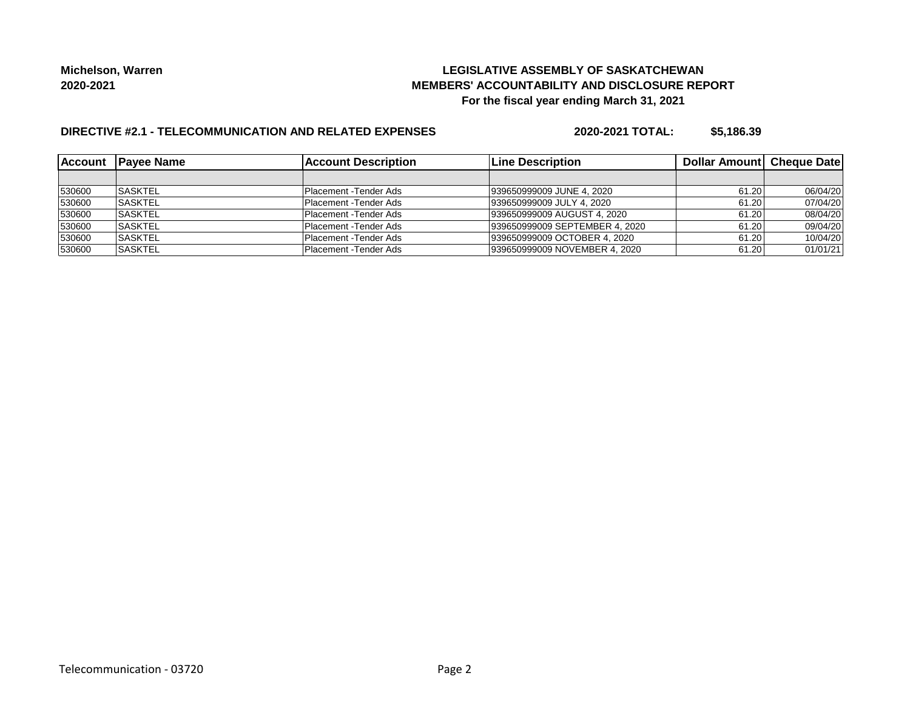Michelson, Warren
2020-2021

**LEGISLATIVE ASSEMBLY OF SASKATCHEWAN**
**MEMBERS' ACCOUNTABILITY AND DISCLOSURE REPORT**
**For the fiscal year ending March 31, 2021**

**DIRECTIVE #2.1 - TELECOMMUNICATION AND RELATED EXPENSES** **2020-2021 TOTAL: $5,186.39**

| Account | Payee Name | Account Description | Line Description | Dollar Amount | Cheque Date |
|---|---|---|---|---|---|
| | | | | | |
| 530600 | SASKTEL | Placement -Tender Ads | 939650999009 JUNE 4, 2020 | 61.20 | 06/04/20 |
| 530600 | SASKTEL | Placement -Tender Ads | 939650999009 JULY 4, 2020 | 61.20 | 07/04/20 |
| 530600 | SASKTEL | Placement -Tender Ads | 939650999009 AUGUST 4, 2020 | 61.20 | 08/04/20 |
| 530600 | SASKTEL | Placement -Tender Ads | 939650999009 SEPTEMBER 4, 2020 | 61.20 | 09/04/20 |
| 530600 | SASKTEL | Placement -Tender Ads | 939650999009 OCTOBER 4, 2020 | 61.20 | 10/04/20 |
| 530600 | SASKTEL | Placement -Tender Ads | 939650999009 NOVEMBER 4, 2020 | 61.20 | 01/01/21 |

Telecommunication - 03720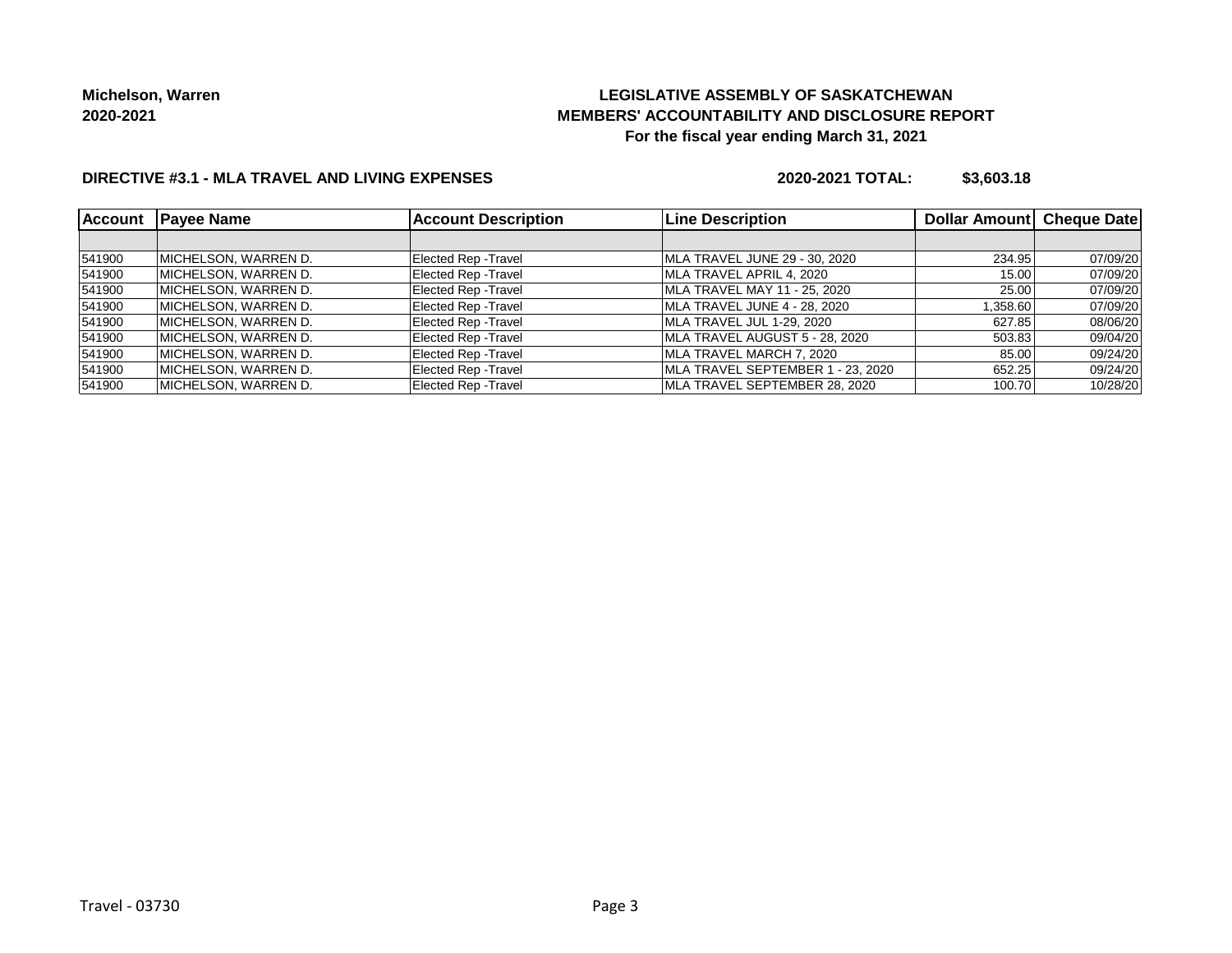**Michelson, Warren**
**2020-2021**

## LEGISLATIVE ASSEMBLY OF SASKATCHEWAN
## MEMBERS' ACCOUNTABILITY AND DISCLOSURE REPORT
### For the fiscal year ending March 31, 2021

**DIRECTIVE #3.1 - MLA TRAVEL AND LIVING EXPENSES** **2020-2021 TOTAL: $3,603.18**

| Account | Payee Name | Account Description | Line Description | Dollar Amount | Cheque Date |
|---|---|---|---|---|---|
| | | | | | |
| 541900 | MICHELSON, WARREN D. | Elected Rep -Travel | MLA TRAVEL JUNE 29 - 30, 2020 | 234.95 | 07/09/20 |
| 541900 | MICHELSON, WARREN D. | Elected Rep -Travel | MLA TRAVEL APRIL 4, 2020 | 15.00 | 07/09/20 |
| 541900 | MICHELSON, WARREN D. | Elected Rep -Travel | MLA TRAVEL MAY 11 - 25, 2020 | 25.00 | 07/09/20 |
| 541900 | MICHELSON, WARREN D. | Elected Rep -Travel | MLA TRAVEL JUNE 4 - 28, 2020 | 1,358.60 | 07/09/20 |
| 541900 | MICHELSON, WARREN D. | Elected Rep -Travel | MLA TRAVEL JUL 1-29, 2020 | 627.85 | 08/06/20 |
| 541900 | MICHELSON, WARREN D. | Elected Rep -Travel | MLA TRAVEL AUGUST 5 - 28, 2020 | 503.83 | 09/04/20 |
| 541900 | MICHELSON, WARREN D. | Elected Rep -Travel | MLA TRAVEL MARCH 7, 2020 | 85.00 | 09/24/20 |
| 541900 | MICHELSON, WARREN D. | Elected Rep -Travel | MLA TRAVEL SEPTEMBER 1 - 23, 2020 | 652.25 | 09/24/20 |
| 541900 | MICHELSON, WARREN D. | Elected Rep -Travel | MLA TRAVEL SEPTEMBER 28, 2020 | 100.70 | 10/28/20 |

Travel - 03730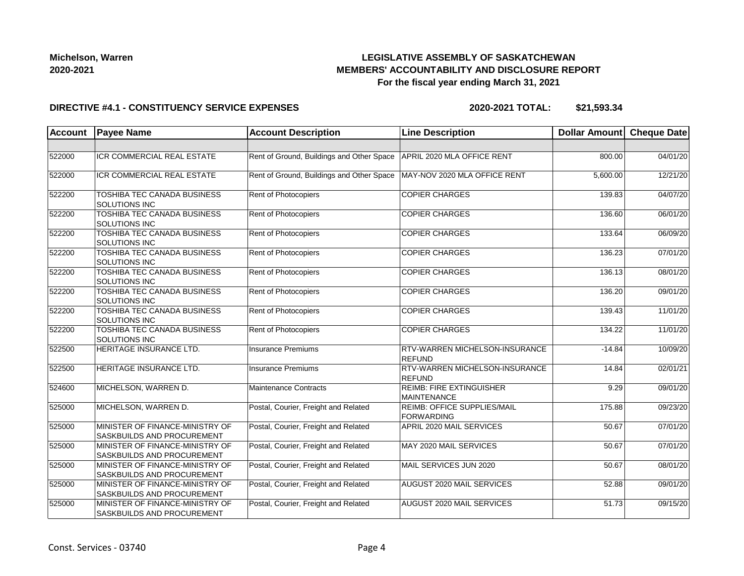**Michelson, Warren**
**2020-2021**

## LEGISLATIVE ASSEMBLY OF SASKATCHEWAN
## MEMBERS' ACCOUNTABILITY AND DISCLOSURE REPORT
### For the fiscal year ending March 31, 2021

**DIRECTIVE #4.1 - CONSTITUENCY SERVICE EXPENSES** **2020-2021 TOTAL: $21,593.34**

| Account | Payee Name | Account Description | Line Description | Dollar Amount | Cheque Date |
|---|---|---|---|---|---|
| | | | | | |
| 522000 | ICR COMMERCIAL REAL ESTATE | Rent of Ground, Buildings and Other Space | APRIL 2020 MLA OFFICE RENT | 800.00 | 04/01/20 |
| 522000 | ICR COMMERCIAL REAL ESTATE | Rent of Ground, Buildings and Other Space | MAY-NOV 2020 MLA OFFICE RENT | 5,600.00 | 12/21/20 |
| 522200 | TOSHIBA TEC CANADA BUSINESS SOLUTIONS INC | Rent of Photocopiers | COPIER CHARGES | 139.83 | 04/07/20 |
| 522200 | TOSHIBA TEC CANADA BUSINESS SOLUTIONS INC | Rent of Photocopiers | COPIER CHARGES | 136.60 | 06/01/20 |
| 522200 | TOSHIBA TEC CANADA BUSINESS SOLUTIONS INC | Rent of Photocopiers | COPIER CHARGES | 133.64 | 06/09/20 |
| 522200 | TOSHIBA TEC CANADA BUSINESS SOLUTIONS INC | Rent of Photocopiers | COPIER CHARGES | 136.23 | 07/01/20 |
| 522200 | TOSHIBA TEC CANADA BUSINESS SOLUTIONS INC | Rent of Photocopiers | COPIER CHARGES | 136.13 | 08/01/20 |
| 522200 | TOSHIBA TEC CANADA BUSINESS SOLUTIONS INC | Rent of Photocopiers | COPIER CHARGES | 136.20 | 09/01/20 |
| 522200 | TOSHIBA TEC CANADA BUSINESS SOLUTIONS INC | Rent of Photocopiers | COPIER CHARGES | 139.43 | 11/01/20 |
| 522200 | TOSHIBA TEC CANADA BUSINESS SOLUTIONS INC | Rent of Photocopiers | COPIER CHARGES | 134.22 | 11/01/20 |
| 522500 | HERITAGE INSURANCE LTD. | Insurance Premiums | RTV-WARREN MICHELSON-INSURANCE REFUND | -14.84 | 10/09/20 |
| 522500 | HERITAGE INSURANCE LTD. | Insurance Premiums | RTV-WARREN MICHELSON-INSURANCE REFUND | 14.84 | 02/01/21 |
| 524600 | MICHELSON, WARREN D. | Maintenance Contracts | REIMB: FIRE EXTINGUISHER MAINTENANCE | 9.29 | 09/01/20 |
| 525000 | MICHELSON, WARREN D. | Postal, Courier, Freight and Related | REIMB: OFFICE SUPPLIES/MAIL FORWARDING | 175.88 | 09/23/20 |
| 525000 | MINISTER OF FINANCE-MINISTRY OF SASKBUILDS AND PROCUREMENT | Postal, Courier, Freight and Related | APRIL 2020 MAIL SERVICES | 50.67 | 07/01/20 |
| 525000 | MINISTER OF FINANCE-MINISTRY OF SASKBUILDS AND PROCUREMENT | Postal, Courier, Freight and Related | MAY 2020 MAIL SERVICES | 50.67 | 07/01/20 |
| 525000 | MINISTER OF FINANCE-MINISTRY OF SASKBUILDS AND PROCUREMENT | Postal, Courier, Freight and Related | MAIL SERVICES JUN 2020 | 50.67 | 08/01/20 |
| 525000 | MINISTER OF FINANCE-MINISTRY OF SASKBUILDS AND PROCUREMENT | Postal, Courier, Freight and Related | AUGUST 2020 MAIL SERVICES | 52.88 | 09/01/20 |
| 525000 | MINISTER OF FINANCE-MINISTRY OF SASKBUILDS AND PROCUREMENT | Postal, Courier, Freight and Related | AUGUST 2020 MAIL SERVICES | 51.73 | 09/15/20 |

Const. Services - 03740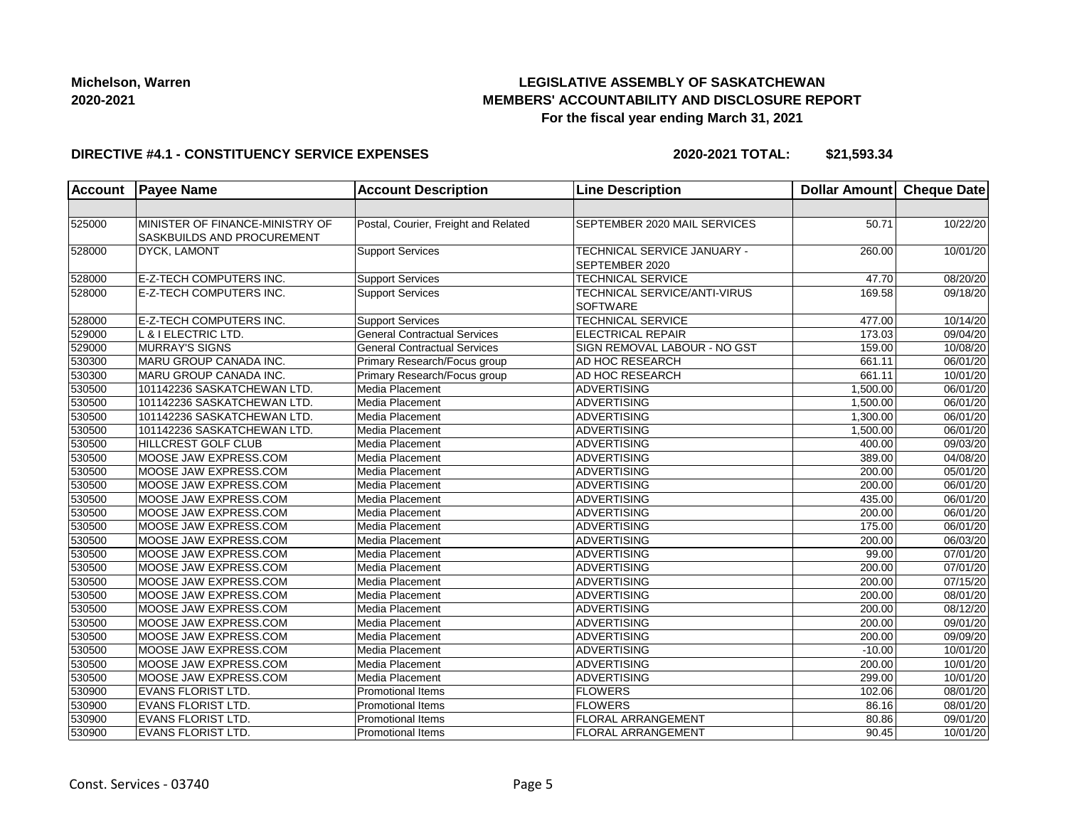**Michelson, Warren**
**2020-2021**

# LEGISLATIVE ASSEMBLY OF SASKATCHEWAN
## MEMBERS' ACCOUNTABILITY AND DISCLOSURE REPORT
### For the fiscal year ending March 31, 2021

**DIRECTIVE #4.1 - CONSTITUENCY SERVICE EXPENSES** **2020-2021 TOTAL: $21,593.34**

| Account | Payee Name | Account Description | Line Description | Dollar Amount | Cheque Date |
|---|---|---|---|---|---|
| | | | | | |
| 525000 | MINISTER OF FINANCE-MINISTRY OF SASKBUILDS AND PROCUREMENT | Postal, Courier, Freight and Related | SEPTEMBER 2020 MAIL SERVICES | 50.71 | 10/22/20 |
| 528000 | DYCK, LAMONT | Support Services | TECHNICAL SERVICE JANUARY - SEPTEMBER 2020 | 260.00 | 10/01/20 |
| 528000 | E-Z-TECH COMPUTERS INC. | Support Services | TECHNICAL SERVICE | 47.70 | 08/20/20 |
| 528000 | E-Z-TECH COMPUTERS INC. | Support Services | TECHNICAL SERVICE/ANTI-VIRUS SOFTWARE | 169.58 | 09/18/20 |
| 528000 | E-Z-TECH COMPUTERS INC. | Support Services | TECHNICAL SERVICE | 477.00 | 10/14/20 |
| 529000 | L & I ELECTRIC LTD. | General Contractual Services | ELECTRICAL REPAIR | 173.03 | 09/04/20 |
| 529000 | MURRAY'S SIGNS | General Contractual Services | SIGN REMOVAL LABOUR - NO GST | 159.00 | 10/08/20 |
| 530300 | MARU GROUP CANADA INC. | Primary Research/Focus group | AD HOC RESEARCH | 661.11 | 06/01/20 |
| 530300 | MARU GROUP CANADA INC. | Primary Research/Focus group | AD HOC RESEARCH | 661.11 | 10/01/20 |
| 530500 | 101142236 SASKATCHEWAN LTD. | Media Placement | ADVERTISING | 1,500.00 | 06/01/20 |
| 530500 | 101142236 SASKATCHEWAN LTD. | Media Placement | ADVERTISING | 1,500.00 | 06/01/20 |
| 530500 | 101142236 SASKATCHEWAN LTD. | Media Placement | ADVERTISING | 1,300.00 | 06/01/20 |
| 530500 | 101142236 SASKATCHEWAN LTD. | Media Placement | ADVERTISING | 1,500.00 | 06/01/20 |
| 530500 | HILLCREST GOLF CLUB | Media Placement | ADVERTISING | 400.00 | 09/03/20 |
| 530500 | MOOSE JAW EXPRESS.COM | Media Placement | ADVERTISING | 389.00 | 04/08/20 |
| 530500 | MOOSE JAW EXPRESS.COM | Media Placement | ADVERTISING | 200.00 | 05/01/20 |
| 530500 | MOOSE JAW EXPRESS.COM | Media Placement | ADVERTISING | 200.00 | 06/01/20 |
| 530500 | MOOSE JAW EXPRESS.COM | Media Placement | ADVERTISING | 435.00 | 06/01/20 |
| 530500 | MOOSE JAW EXPRESS.COM | Media Placement | ADVERTISING | 200.00 | 06/01/20 |
| 530500 | MOOSE JAW EXPRESS.COM | Media Placement | ADVERTISING | 175.00 | 06/01/20 |
| 530500 | MOOSE JAW EXPRESS.COM | Media Placement | ADVERTISING | 200.00 | 06/03/20 |
| 530500 | MOOSE JAW EXPRESS.COM | Media Placement | ADVERTISING | 99.00 | 07/01/20 |
| 530500 | MOOSE JAW EXPRESS.COM | Media Placement | ADVERTISING | 200.00 | 07/01/20 |
| 530500 | MOOSE JAW EXPRESS.COM | Media Placement | ADVERTISING | 200.00 | 07/15/20 |
| 530500 | MOOSE JAW EXPRESS.COM | Media Placement | ADVERTISING | 200.00 | 08/01/20 |
| 530500 | MOOSE JAW EXPRESS.COM | Media Placement | ADVERTISING | 200.00 | 08/12/20 |
| 530500 | MOOSE JAW EXPRESS.COM | Media Placement | ADVERTISING | 200.00 | 09/01/20 |
| 530500 | MOOSE JAW EXPRESS.COM | Media Placement | ADVERTISING | 200.00 | 09/09/20 |
| 530500 | MOOSE JAW EXPRESS.COM | Media Placement | ADVERTISING | -10.00 | 10/01/20 |
| 530500 | MOOSE JAW EXPRESS.COM | Media Placement | ADVERTISING | 200.00 | 10/01/20 |
| 530500 | MOOSE JAW EXPRESS.COM | Media Placement | ADVERTISING | 299.00 | 10/01/20 |
| 530900 | EVANS FLORIST LTD. | Promotional Items | FLOWERS | 102.06 | 08/01/20 |
| 530900 | EVANS FLORIST LTD. | Promotional Items | FLOWERS | 86.16 | 08/01/20 |
| 530900 | EVANS FLORIST LTD. | Promotional Items | FLORAL ARRANGEMENT | 80.86 | 09/01/20 |
| 530900 | EVANS FLORIST LTD. | Promotional Items | FLORAL ARRANGEMENT | 90.45 | 10/01/20 |

Const. Services - 03740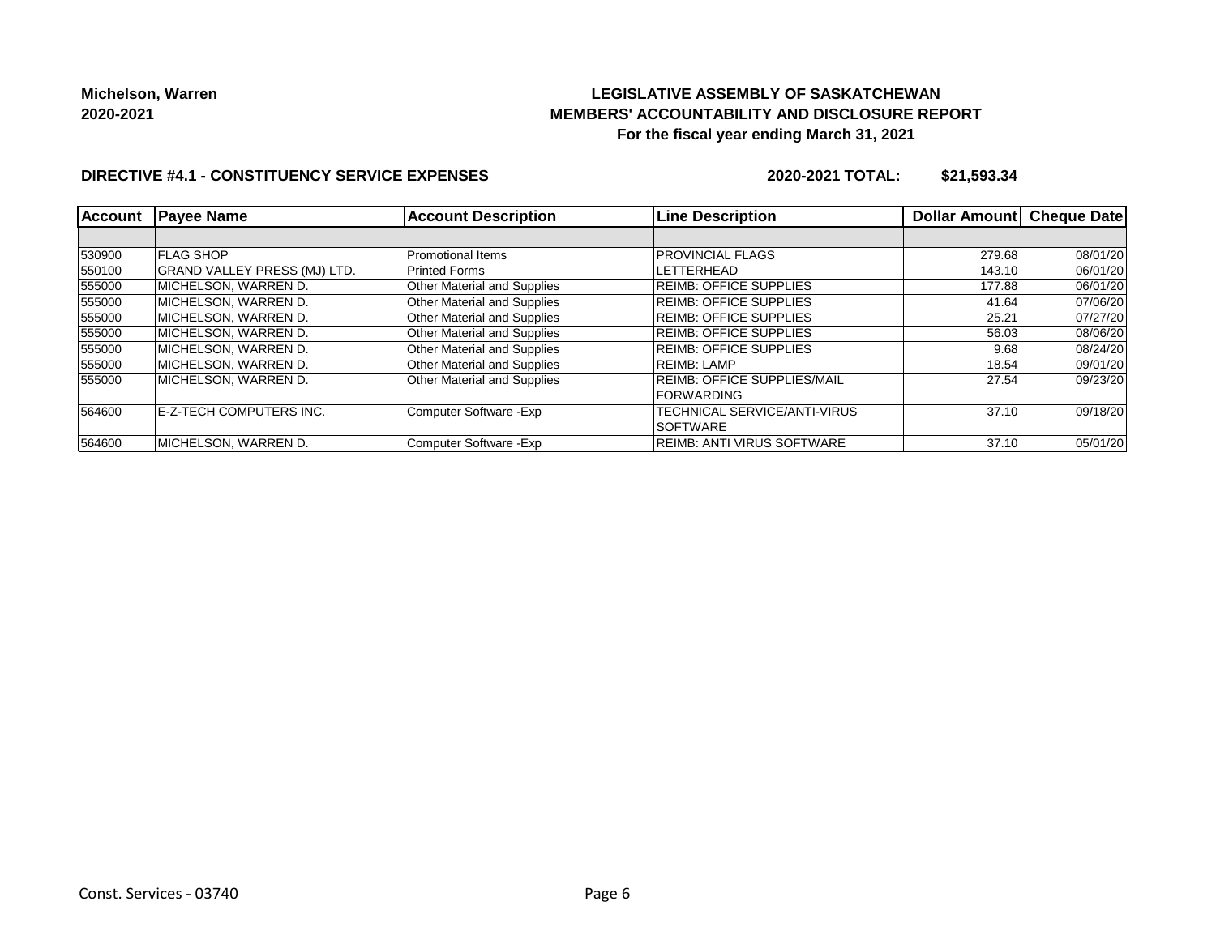**Michelson, Warren**
**2020-2021**

# LEGISLATIVE ASSEMBLY OF SASKATCHEWAN
## MEMBERS' ACCOUNTABILITY AND DISCLOSURE REPORT
### For the fiscal year ending March 31, 2021

**DIRECTIVE #4.1 - CONSTITUENCY SERVICE EXPENSES** **2020-2021 TOTAL: $21,593.34**

| Account | Payee Name | Account Description | Line Description | Dollar Amount | Cheque Date |
|---|---|---|---|---|---|
| | | | | | |
| 530900 | FLAG SHOP | Promotional Items | PROVINCIAL FLAGS | 279.68 | 08/01/20 |
| 550100 | GRAND VALLEY PRESS (MJ) LTD. | Printed Forms | LETTERHEAD | 143.10 | 06/01/20 |
| 555000 | MICHELSON, WARREN D. | Other Material and Supplies | REIMB: OFFICE SUPPLIES | 177.88 | 06/01/20 |
| 555000 | MICHELSON, WARREN D. | Other Material and Supplies | REIMB: OFFICE SUPPLIES | 41.64 | 07/06/20 |
| 555000 | MICHELSON, WARREN D. | Other Material and Supplies | REIMB: OFFICE SUPPLIES | 25.21 | 07/27/20 |
| 555000 | MICHELSON, WARREN D. | Other Material and Supplies | REIMB: OFFICE SUPPLIES | 56.03 | 08/06/20 |
| 555000 | MICHELSON, WARREN D. | Other Material and Supplies | REIMB: OFFICE SUPPLIES | 9.68 | 08/24/20 |
| 555000 | MICHELSON, WARREN D. | Other Material and Supplies | REIMB: LAMP | 18.54 | 09/01/20 |
| 555000 | MICHELSON, WARREN D. | Other Material and Supplies | REIMB: OFFICE SUPPLIES/MAIL FORWARDING | 27.54 | 09/23/20 |
| 564600 | E-Z-TECH COMPUTERS INC. | Computer Software -Exp | TECHNICAL SERVICE/ANTI-VIRUS SOFTWARE | 37.10 | 09/18/20 |
| 564600 | MICHELSON, WARREN D. | Computer Software -Exp | REIMB: ANTI VIRUS SOFTWARE | 37.10 | 05/01/20 |

Const. Services - 03740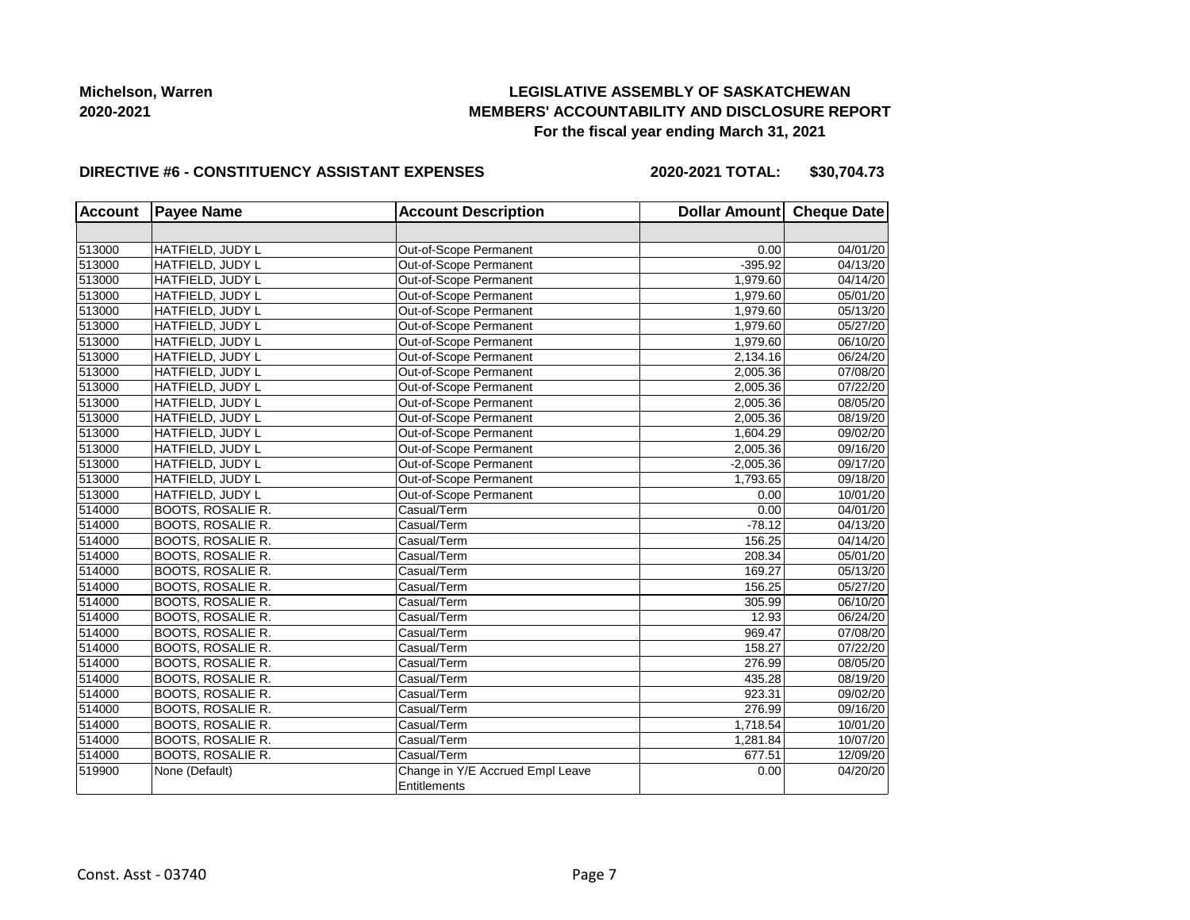Michelson, Warren
2020-2021

**LEGISLATIVE ASSEMBLY OF SASKATCHEWAN**
**MEMBERS' ACCOUNTABILITY AND DISCLOSURE REPORT**
**For the fiscal year ending March 31, 2021**

**DIRECTIVE #6 - CONSTITUENCY ASSISTANT EXPENSES** **2020-2021 TOTAL: $30,704.73**

| Account | Payee Name | Account Description | Dollar Amount | Cheque Date |
|---|---|---|---|---|
| | | | | |
| 513000 | HATFIELD, JUDY L | Out-of-Scope Permanent | 0.00 | 04/01/20 |
| 513000 | HATFIELD, JUDY L | Out-of-Scope Permanent | -395.92 | 04/13/20 |
| 513000 | HATFIELD, JUDY L | Out-of-Scope Permanent | 1,979.60 | 04/14/20 |
| 513000 | HATFIELD, JUDY L | Out-of-Scope Permanent | 1,979.60 | 05/01/20 |
| 513000 | HATFIELD, JUDY L | Out-of-Scope Permanent | 1,979.60 | 05/13/20 |
| 513000 | HATFIELD, JUDY L | Out-of-Scope Permanent | 1,979.60 | 05/27/20 |
| 513000 | HATFIELD, JUDY L | Out-of-Scope Permanent | 1,979.60 | 06/10/20 |
| 513000 | HATFIELD, JUDY L | Out-of-Scope Permanent | 2,134.16 | 06/24/20 |
| 513000 | HATFIELD, JUDY L | Out-of-Scope Permanent | 2,005.36 | 07/08/20 |
| 513000 | HATFIELD, JUDY L | Out-of-Scope Permanent | 2,005.36 | 07/22/20 |
| 513000 | HATFIELD, JUDY L | Out-of-Scope Permanent | 2,005.36 | 08/05/20 |
| 513000 | HATFIELD, JUDY L | Out-of-Scope Permanent | 2,005.36 | 08/19/20 |
| 513000 | HATFIELD, JUDY L | Out-of-Scope Permanent | 1,604.29 | 09/02/20 |
| 513000 | HATFIELD, JUDY L | Out-of-Scope Permanent | 2,005.36 | 09/16/20 |
| 513000 | HATFIELD, JUDY L | Out-of-Scope Permanent | -2,005.36 | 09/17/20 |
| 513000 | HATFIELD, JUDY L | Out-of-Scope Permanent | 1,793.65 | 09/18/20 |
| 513000 | HATFIELD, JUDY L | Out-of-Scope Permanent | 0.00 | 10/01/20 |
| 514000 | BOOTS, ROSALIE R. | Casual/Term | 0.00 | 04/01/20 |
| 514000 | BOOTS, ROSALIE R. | Casual/Term | -78.12 | 04/13/20 |
| 514000 | BOOTS, ROSALIE R. | Casual/Term | 156.25 | 04/14/20 |
| 514000 | BOOTS, ROSALIE R. | Casual/Term | 208.34 | 05/01/20 |
| 514000 | BOOTS, ROSALIE R. | Casual/Term | 169.27 | 05/13/20 |
| 514000 | BOOTS, ROSALIE R. | Casual/Term | 156.25 | 05/27/20 |
| 514000 | BOOTS, ROSALIE R. | Casual/Term | 305.99 | 06/10/20 |
| 514000 | BOOTS, ROSALIE R. | Casual/Term | 12.93 | 06/24/20 |
| 514000 | BOOTS, ROSALIE R. | Casual/Term | 969.47 | 07/08/20 |
| 514000 | BOOTS, ROSALIE R. | Casual/Term | 158.27 | 07/22/20 |
| 514000 | BOOTS, ROSALIE R. | Casual/Term | 276.99 | 08/05/20 |
| 514000 | BOOTS, ROSALIE R. | Casual/Term | 435.28 | 08/19/20 |
| 514000 | BOOTS, ROSALIE R. | Casual/Term | 923.31 | 09/02/20 |
| 514000 | BOOTS, ROSALIE R. | Casual/Term | 276.99 | 09/16/20 |
| 514000 | BOOTS, ROSALIE R. | Casual/Term | 1,718.54 | 10/01/20 |
| 514000 | BOOTS, ROSALIE R. | Casual/Term | 1,281.84 | 10/07/20 |
| 514000 | BOOTS, ROSALIE R. | Casual/Term | 677.51 | 12/09/20 |
| 519900 | None (Default) | Change in Y/E Accrued Empl Leave Entitlements | 0.00 | 04/20/20 |

Const. Asst - 03740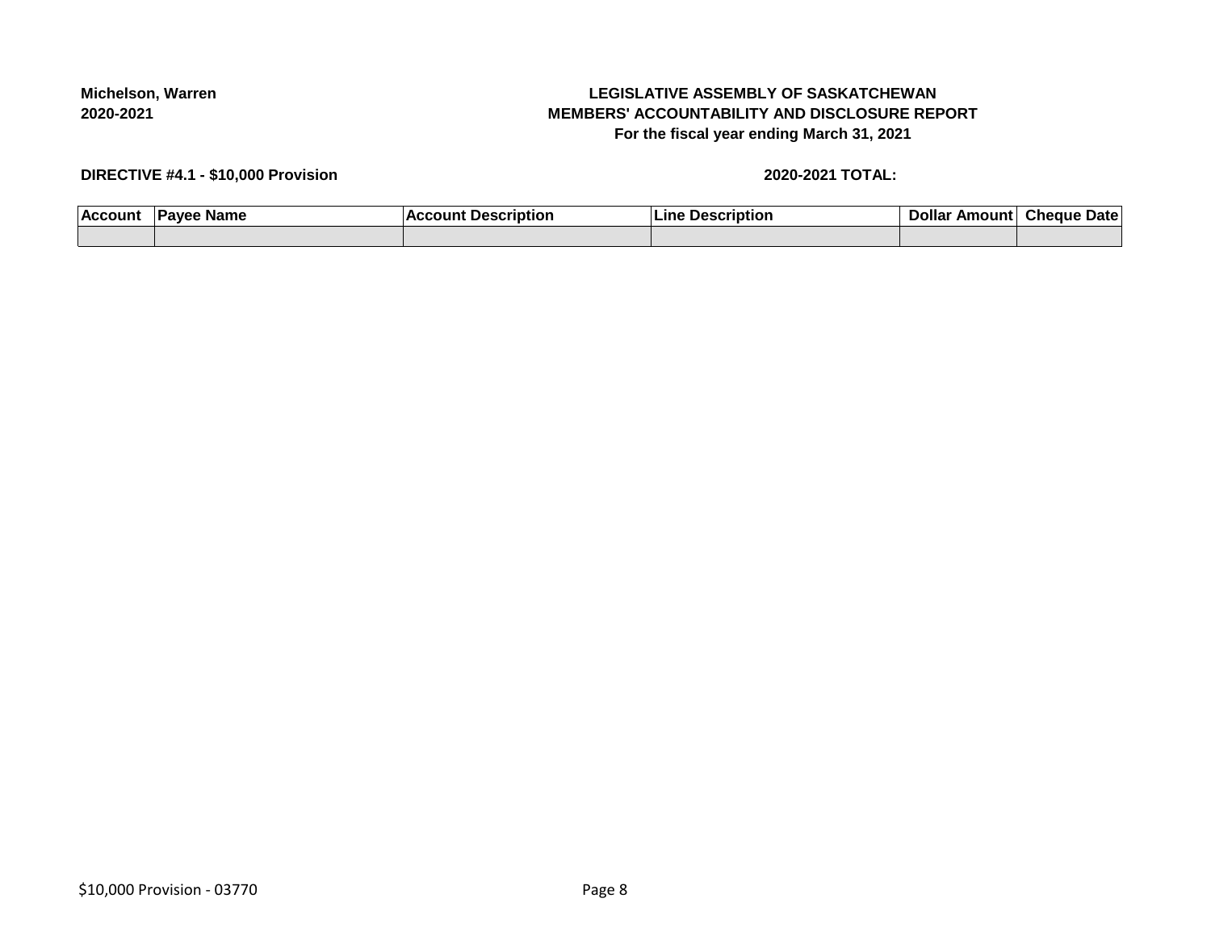**Michelson, Warren**
**2020-2021**

**LEGISLATIVE ASSEMBLY OF SASKATCHEWAN**
**MEMBERS' ACCOUNTABILITY AND DISCLOSURE REPORT**
**For the fiscal year ending March 31, 2021**

**DIRECTIVE #4.1 - $10,000 Provision**

**2020-2021 TOTAL:**

| Account | Payee Name | Account Description | Line Description | Dollar Amount | Cheque Date |
|---|---|---|---|---|---|
| | | | | | |

$10,000 Provision - 03770